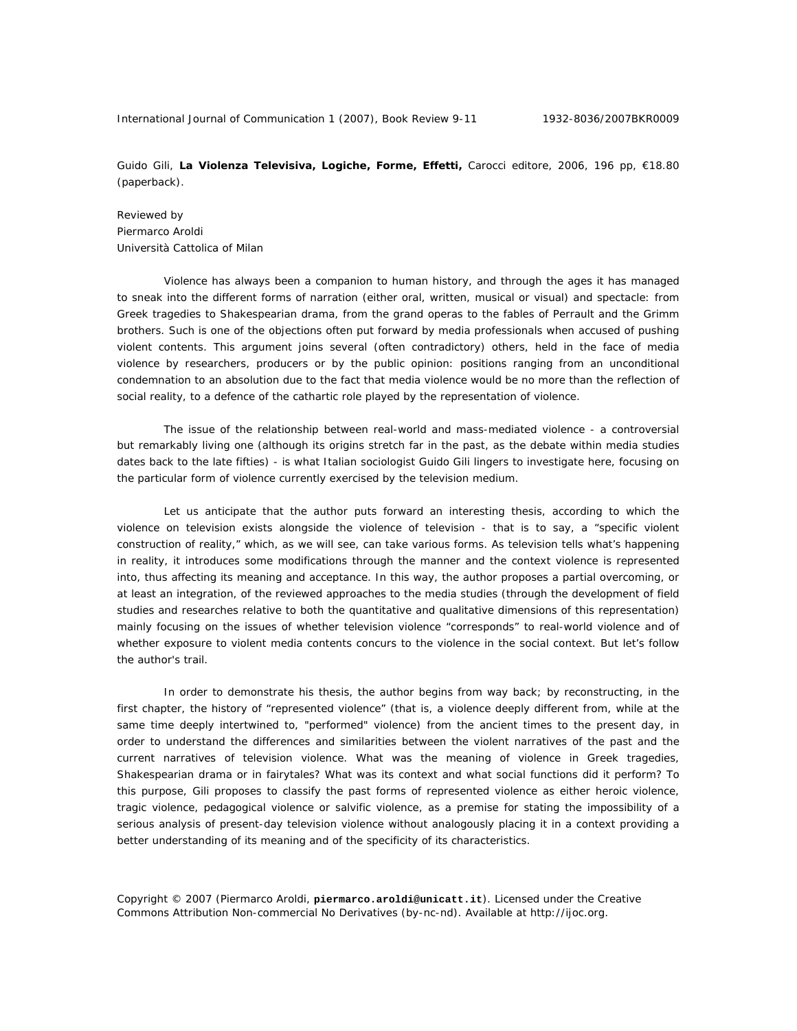Guido Gili, **La Violenza Televisiva, Logiche, Forme, Effetti,** Carocci editore, 2006, 196 pp, €18.80 (paperback).

Reviewed by
Piermarco Aroldi
Università Cattolica of Milan

Violence has always been a companion to human history, and through the ages it has managed to sneak into the different forms of narration (either oral, written, musical or visual) and spectacle: from Greek tragedies to Shakespearian drama, from the grand operas to the fables of Perrault and the Grimm brothers. Such is one of the objections often put forward by media professionals when accused of pushing violent contents. This argument joins several (often contradictory) others, held in the face of media violence by researchers, producers or by the public opinion: positions ranging from an unconditional condemnation to an absolution due to the fact that media violence would be no more than the reflection of social reality, to a defence of the cathartic role played by the representation of violence.

The issue of the relationship between real-world and mass-mediated violence - a controversial but remarkably living one (although its origins stretch far in the past, as the debate within media studies dates back to the late fifties) - is what Italian sociologist Guido Gili lingers to investigate here, focusing on the particular form of violence currently exercised by the television medium.

Let us anticipate that the author puts forward an interesting thesis, according to which the violence on television exists alongside the violence of television - that is to say, a "specific violent construction of reality," which, as we will see, can take various forms. As television tells what's happening in reality, it introduces some modifications through the manner and the context violence is represented into, thus affecting its meaning and acceptance. In this way, the author proposes a partial overcoming, or at least an integration, of the reviewed approaches to the media studies (through the development of field studies and researches relative to both the quantitative and qualitative dimensions of this representation) mainly focusing on the issues of whether television violence "corresponds" to real-world violence and of whether exposure to violent media contents concurs to the violence in the social context. But let's follow the author's trail.

In order to demonstrate his thesis, the author begins from way back; by reconstructing, in the first chapter, the history of "represented violence" (that is, a violence deeply different from, while at the same time deeply intertwined to, "performed" violence) from the ancient times to the present day, in order to understand the differences and similarities between the violent narratives of the past and the current narratives of television violence. What was the meaning of violence in Greek tragedies, Shakespearian drama or in fairytales? What was its context and what social functions did it perform? To this purpose, Gili proposes to classify the past forms of represented violence as either heroic violence, tragic violence, pedagogical violence or salvific violence, as a premise for stating the impossibility of a serious analysis of present-day television violence without analogously placing it in a context providing a better understanding of its meaning and of the specificity of its characteristics.

Copyright © 2007 (Piermarco Aroldi, **piermarco.aroldi@unicatt.it**). Licensed under the Creative Commons Attribution Non-commercial No Derivatives (by-nc-nd). Available at http://ijoc.org.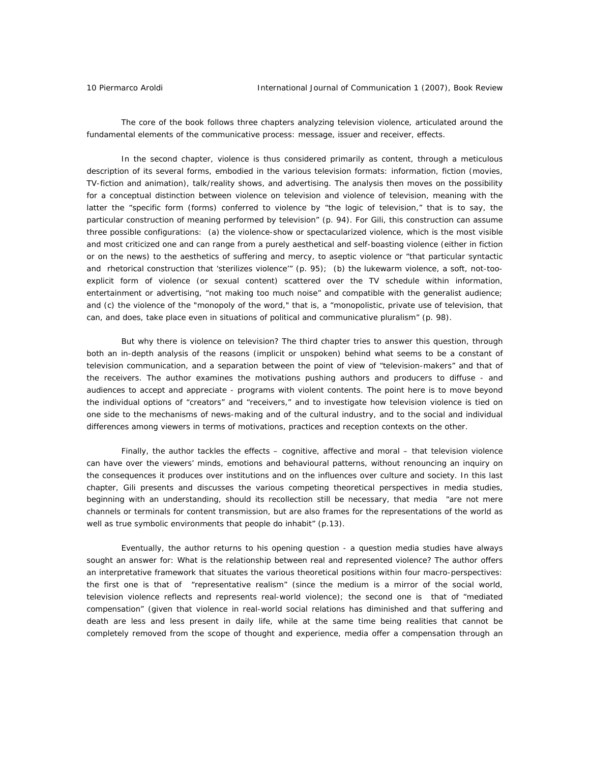The core of the book follows three chapters analyzing television violence, articulated around the fundamental elements of the communicative process: message, issuer and receiver, effects.

In the second chapter, violence is thus considered primarily as content, through a meticulous description of its several forms, embodied in the various television formats: information, fiction (movies, TV-fiction and animation), talk/reality shows, and advertising. The analysis then moves on the possibility for a conceptual distinction between violence on television and violence of television, meaning with the latter the "specific form (forms) conferred to violence by "the logic of television," that is to say, the particular construction of meaning performed by television" (p. 94). For Gili, this construction can assume three possible configurations: (a) the violence-show or spectacularized violence, which is the most visible and most criticized one and can range from a purely aesthetical and self-boasting violence (either in fiction or on the news) to the aesthetics of suffering and mercy, to aseptic violence or "that particular syntactic and rhetorical construction that 'sterilizes violence'" (p. 95); (b) the lukewarm violence, a soft, not-too-explicit form of violence (or sexual content) scattered over the TV schedule within information, entertainment or advertising, "not making too much noise" and compatible with the generalist audience; and (c) the violence of the "monopoly of the word," that is, a "monopolistic, private use of television, that can, and does, take place even in situations of political and communicative pluralism" (p. 98).

But why there is violence on television? The third chapter tries to answer this question, through both an in-depth analysis of the reasons (implicit or unspoken) behind what seems to be a constant of television communication, and a separation between the point of view of "television-makers" and that of the receivers. The author examines the motivations pushing authors and producers to diffuse - and audiences to accept and appreciate - programs with violent contents. The point here is to move beyond the individual options of "creators" and "receivers," and to investigate how television violence is tied on one side to the mechanisms of news-making and of the cultural industry, and to the social and individual differences among viewers in terms of motivations, practices and reception contexts on the other.

Finally, the author tackles the effects – cognitive, affective and moral – that television violence can have over the viewers' minds, emotions and behavioural patterns, without renouncing an inquiry on the consequences it produces over institutions and on the influences over culture and society. In this last chapter, Gili presents and discusses the various competing theoretical perspectives in media studies, beginning with an understanding, should its recollection still be necessary, that media "are not mere channels or terminals for content transmission, but are also frames for the representations of the world as well as true symbolic environments that people do inhabit" (p.13).

Eventually, the author returns to his opening question - a question media studies have always sought an answer for: What is the relationship between real and represented violence? The author offers an interpretative framework that situates the various theoretical positions within four macro-perspectives: the first one is that of "representative realism" (since the medium is a mirror of the social world, television violence reflects and represents real-world violence); the second one is that of "mediated compensation" (given that violence in real-world social relations has diminished and that suffering and death are less and less present in daily life, while at the same time being realities that cannot be completely removed from the scope of thought and experience, media offer a compensation through an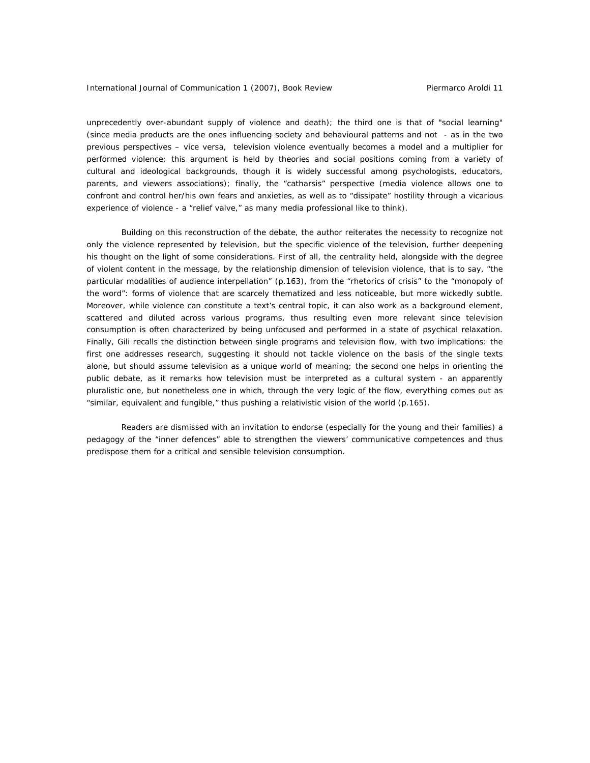unprecedently over-abundant supply of violence and death); the third one is that of "social learning" (since media products are the ones influencing society and behavioural patterns and not - as in the two previous perspectives – vice versa, television violence eventually becomes a model and a multiplier for performed violence; this argument is held by theories and social positions coming from a variety of cultural and ideological backgrounds, though it is widely successful among psychologists, educators, parents, and viewers associations); finally, the "catharsis" perspective (media violence allows one to confront and control her/his own fears and anxieties, as well as to "dissipate" hostility through a vicarious experience of violence - a "relief valve," as many media professional like to think).

Building on this reconstruction of the debate, the author reiterates the necessity to recognize not only the violence represented by television, but the specific violence of the television, further deepening his thought on the light of some considerations. First of all, the centrality held, alongside with the degree of violent content in the message, by the relationship dimension of television violence, that is to say, "the particular modalities of audience interpellation" (p.163), from the "rhetorics of crisis" to the "monopoly of the word": forms of violence that are scarcely thematized and less noticeable, but more wickedly subtle. Moreover, while violence can constitute a text's central topic, it can also work as a background element, scattered and diluted across various programs, thus resulting even more relevant since television consumption is often characterized by being unfocused and performed in a state of psychical relaxation. Finally, Gili recalls the distinction between single programs and television flow, with two implications: the first one addresses research, suggesting it should not tackle violence on the basis of the single texts alone, but should assume television as a unique world of meaning; the second one helps in orienting the public debate, as it remarks how television must be interpreted as a cultural system - an apparently pluralistic one, but nonetheless one in which, through the very logic of the flow, everything comes out as "similar, equivalent and fungible," thus pushing a relativistic vision of the world (p.165).

Readers are dismissed with an invitation to endorse (especially for the young and their families) a pedagogy of the "inner defences" able to strengthen the viewers' communicative competences and thus predispose them for a critical and sensible television consumption.